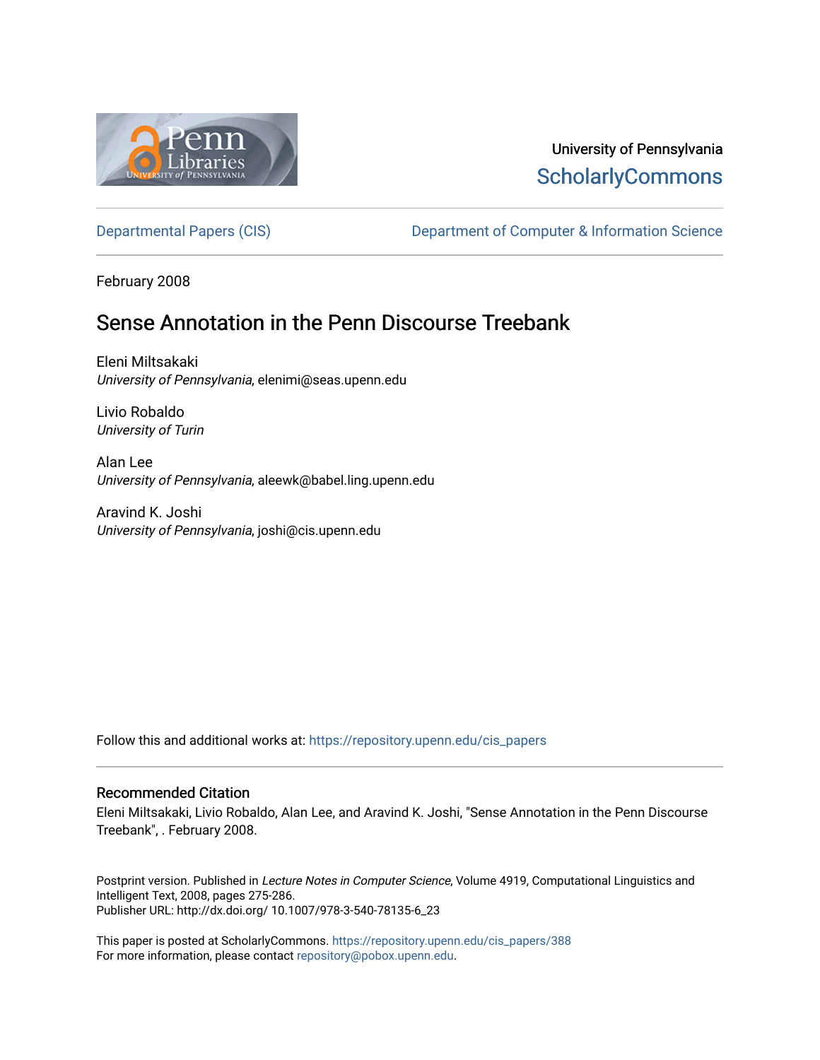University of Pennsylvania
ScholarlyCommons

Departmental Papers (CIS) | Department of Computer & Information Science

February 2008

# Sense Annotation in the Penn Discourse Treebank

Eleni Miltsakaki
*University of Pennsylvania*, elenimi@seas.upenn.edu

Livio Robaldo
*University of Turin*

Alan Lee
*University of Pennsylvania*, aleewk@babel.ling.upenn.edu

Aravind K. Joshi
*University of Pennsylvania*, joshi@cis.upenn.edu

Follow this and additional works at: https://repository.upenn.edu/cis_papers

## Recommended Citation

Eleni Miltsakaki, Livio Robaldo, Alan Lee, and Aravind K. Joshi, "Sense Annotation in the Penn Discourse Treebank", . February 2008.

Postprint version. Published in *Lecture Notes in Computer Science*, Volume 4919, Computational Linguistics and Intelligent Text, 2008, pages 275-286.
Publisher URL: http://dx.doi.org/ 10.1007/978-3-540-78135-6_23

This paper is posted at ScholarlyCommons. https://repository.upenn.edu/cis_papers/388
For more information, please contact repository@pobox.upenn.edu.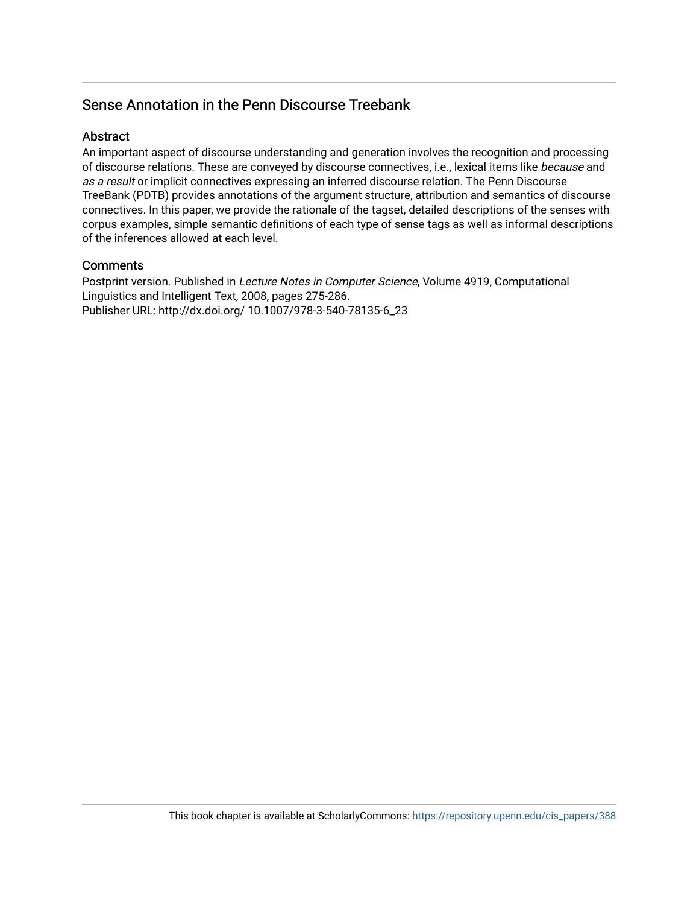## Sense Annotation in the Penn Discourse Treebank

### Abstract

An important aspect of discourse understanding and generation involves the recognition and processing of discourse relations. These are conveyed by discourse connectives, i.e., lexical items like *because* and *as a result* or implicit connectives expressing an inferred discourse relation. The Penn Discourse TreeBank (PDTB) provides annotations of the argument structure, attribution and semantics of discourse connectives. In this paper, we provide the rationale of the tagset, detailed descriptions of the senses with corpus examples, simple semantic definitions of each type of sense tags as well as informal descriptions of the inferences allowed at each level.

### Comments

Postprint version. Published in *Lecture Notes in Computer Science*, Volume 4919, Computational Linguistics and Intelligent Text, 2008, pages 275-286.
Publisher URL: http://dx.doi.org/ 10.1007/978-3-540-78135-6_23

This book chapter is available at ScholarlyCommons: https://repository.upenn.edu/cis_papers/388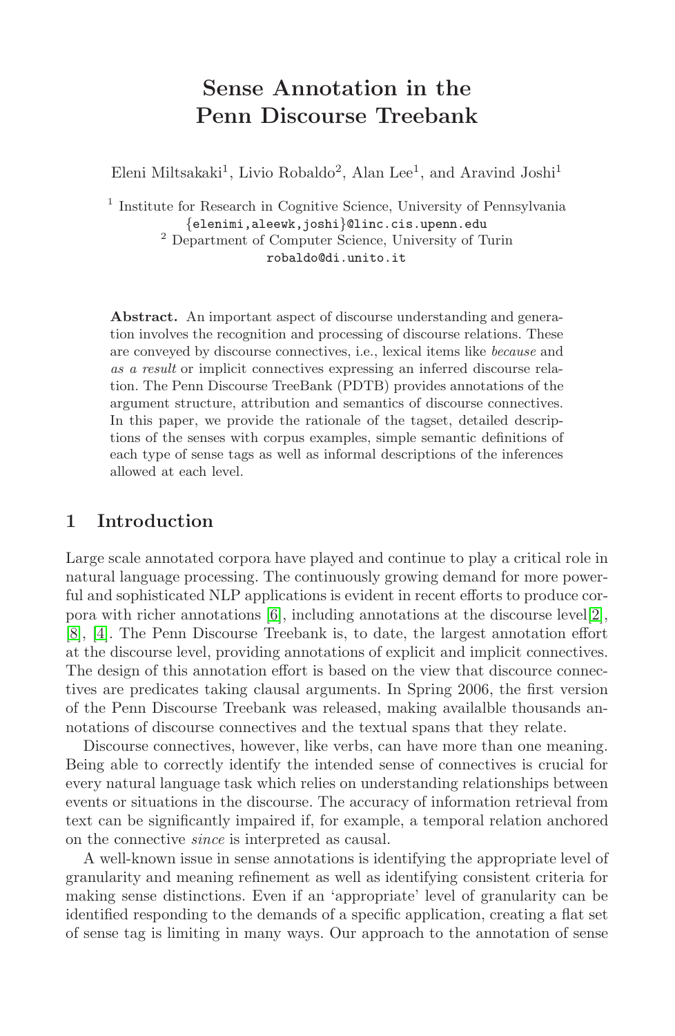# Sense Annotation in the Penn Discourse Treebank

Eleni Miltsakaki[1], Livio Robaldo[2], Alan Lee[1], and Aravind Joshi[1]

[1] Institute for Research in Cognitive Science, University of Pennsylvania
{elenimi,aleewk,joshi}@linc.cis.upenn.edu
[2] Department of Computer Science, University of Turin
robaldo@di.unito.it

**Abstract.** An important aspect of discourse understanding and generation involves the recognition and processing of discourse relations. These are conveyed by discourse connectives, i.e., lexical items like *because* and *as a result* or implicit connectives expressing an inferred discourse relation. The Penn Discourse TreeBank (PDTB) provides annotations of the argument structure, attribution and semantics of discourse connectives. In this paper, we provide the rationale of the tagset, detailed descriptions of the senses with corpus examples, simple semantic definitions of each type of sense tags as well as informal descriptions of the inferences allowed at each level.

## 1 Introduction

Large scale annotated corpora have played and continue to play a critical role in natural language processing. The continuously growing demand for more powerful and sophisticated NLP applications is evident in recent efforts to produce corpora with richer annotations [6], including annotations at the discourse level[2], [8], [4]. The Penn Discourse Treebank is, to date, the largest annotation effort at the discourse level, providing annotations of explicit and implicit connectives. The design of this annotation effort is based on the view that discource connectives are predicates taking clausal arguments. In Spring 2006, the first version of the Penn Discourse Treebank was released, making availalble thousands annotations of discourse connectives and the textual spans that they relate.

Discourse connectives, however, like verbs, can have more than one meaning. Being able to correctly identify the intended sense of connectives is crucial for every natural language task which relies on understanding relationships between events or situations in the discourse. The accuracy of information retrieval from text can be significantly impaired if, for example, a temporal relation anchored on the connective *since* is interpreted as causal.

A well-known issue in sense annotations is identifying the appropriate level of granularity and meaning refinement as well as identifying consistent criteria for making sense distinctions. Even if an 'appropriate' level of granularity can be identified responding to the demands of a specific application, creating a flat set of sense tag is limiting in many ways. Our approach to the annotation of sense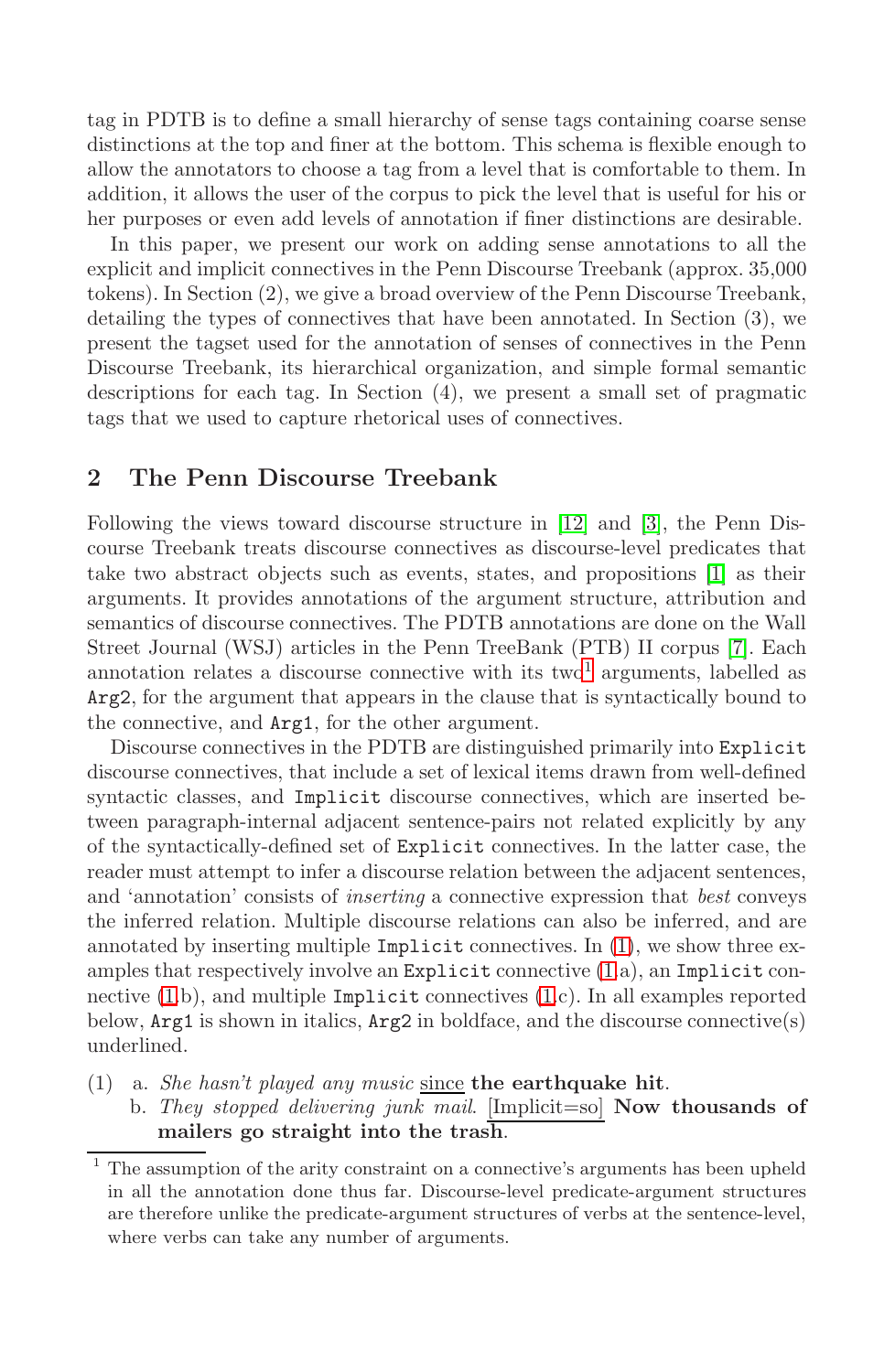tag in PDTB is to define a small hierarchy of sense tags containing coarse sense distinctions at the top and finer at the bottom. This schema is flexible enough to allow the annotators to choose a tag from a level that is comfortable to them. In addition, it allows the user of the corpus to pick the level that is useful for his or her purposes or even add levels of annotation if finer distinctions are desirable.

In this paper, we present our work on adding sense annotations to all the explicit and implicit connectives in the Penn Discourse Treebank (approx. 35,000 tokens). In Section (2), we give a broad overview of the Penn Discourse Treebank, detailing the types of connectives that have been annotated. In Section (3), we present the tagset used for the annotation of senses of connectives in the Penn Discourse Treebank, its hierarchical organization, and simple formal semantic descriptions for each tag. In Section (4), we present a small set of pragmatic tags that we used to capture rhetorical uses of connectives.

## 2 The Penn Discourse Treebank

Following the views toward discourse structure in [12] and [3], the Penn Discourse Treebank treats discourse connectives as discourse-level predicates that take two abstract objects such as events, states, and propositions [1] as their arguments. It provides annotations of the argument structure, attribution and semantics of discourse connectives. The PDTB annotations are done on the Wall Street Journal (WSJ) articles in the Penn TreeBank (PTB) II corpus [7]. Each annotation relates a discourse connective with its two[1] arguments, labelled as `Arg2`, for the argument that appears in the clause that is syntactically bound to the connective, and `Arg1`, for the other argument.

Discourse connectives in the PDTB are distinguished primarily into `Explicit` discourse connectives, that include a set of lexical items drawn from well-defined syntactic classes, and `Implicit` discourse connectives, which are inserted between paragraph-internal adjacent sentence-pairs not related explicitly by any of the syntactically-defined set of `Explicit` connectives. In the latter case, the reader must attempt to infer a discourse relation between the adjacent sentences, and 'annotation' consists of *inserting* a connective expression that *best* conveys the inferred relation. Multiple discourse relations can also be inferred, and are annotated by inserting multiple `Implicit` connectives. In (1), we show three examples that respectively involve an `Explicit` connective (1a), an `Implicit` connective (1b), and multiple `Implicit` connectives (1c). In all examples reported below, `Arg1` is shown in italics, `Arg2` in boldface, and the discourse connective(s) underlined.

(1) a. *She hasn't played any music* <u>since</u> **the earthquake hit**.
    b. *They stopped delivering junk mail*. <u>[Implicit=so]</u> **Now thousands of mailers go straight into the trash**.

[1] The assumption of the arity constraint on a connective's arguments has been upheld in all the annotation done thus far. Discourse-level predicate-argument structures are therefore unlike the predicate-argument structures of verbs at the sentence-level, where verbs can take any number of arguments.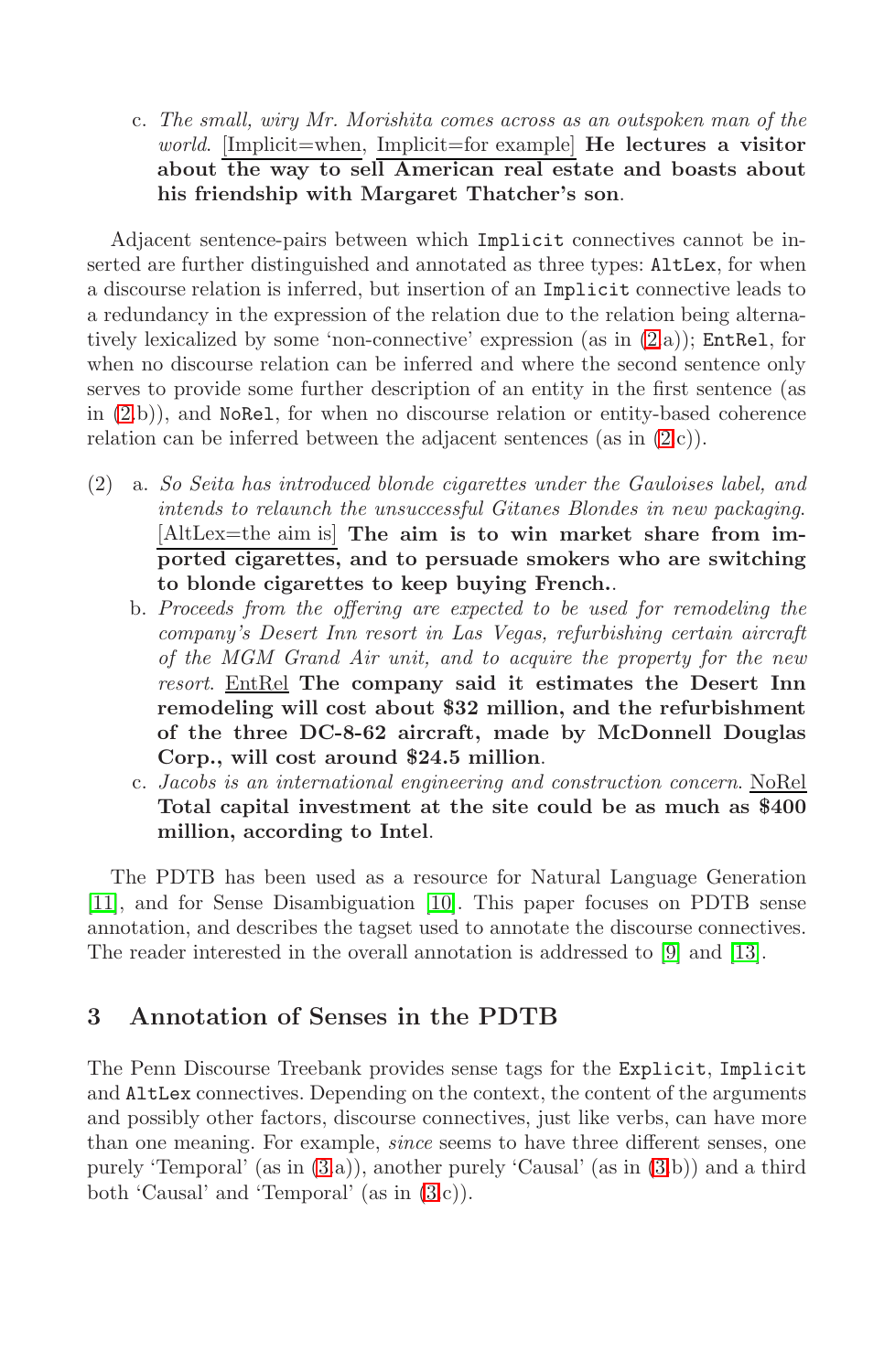c. *The small, wiry Mr. Morishita comes across as an outspoken man of the world.* [Implicit=when, Implicit=for example] **He lectures a visitor about the way to sell American real estate and boasts about his friendship with Margaret Thatcher's son**.

Adjacent sentence-pairs between which `Implicit` connectives cannot be inserted are further distinguished and annotated as three types: `AltLex`, for when a discourse relation is inferred, but insertion of an `Implicit` connective leads to a redundancy in the expression of the relation due to the relation being alternatively lexicalized by some 'non-connective' expression (as in (2.a)); `EntRel`, for when no discourse relation can be inferred and where the second sentence only serves to provide some further description of an entity in the first sentence (as in (2.b)), and `NoRel`, for when no discourse relation or entity-based coherence relation can be inferred between the adjacent sentences (as in (2.c)).

(2) a. *So Seita has introduced blonde cigarettes under the Gauloises label, and intends to relaunch the unsuccessful Gitanes Blondes in new packaging.* [AltLex=the aim is] **The aim is to win market share from imported cigarettes, and to persuade smokers who are switching to blonde cigarettes to keep buying French.**.

b. *Proceeds from the offering are expected to be used for remodeling the company's Desert Inn resort in Las Vegas, refurbishing certain aircraft of the MGM Grand Air unit, and to acquire the property for the new resort.* EntRel **The company said it estimates the Desert Inn remodeling will cost about $32 million, and the refurbishment of the three DC-8-62 aircraft, made by McDonnell Douglas Corp., will cost around $24.5 million**.

c. *Jacobs is an international engineering and construction concern.* NoRel **Total capital investment at the site could be as much as $400 million, according to Intel**.

The PDTB has been used as a resource for Natural Language Generation [11], and for Sense Disambiguation [10]. This paper focuses on PDTB sense annotation, and describes the tagset used to annotate the discourse connectives. The reader interested in the overall annotation is addressed to [9] and [13].

## 3 Annotation of Senses in the PDTB

The Penn Discourse Treebank provides sense tags for the `Explicit`, `Implicit` and `AltLex` connectives. Depending on the context, the content of the arguments and possibly other factors, discourse connectives, just like verbs, can have more than one meaning. For example, *since* seems to have three different senses, one purely 'Temporal' (as in (3.a)), another purely 'Causal' (as in (3.b)) and a third both 'Causal' and 'Temporal' (as in (3.c)).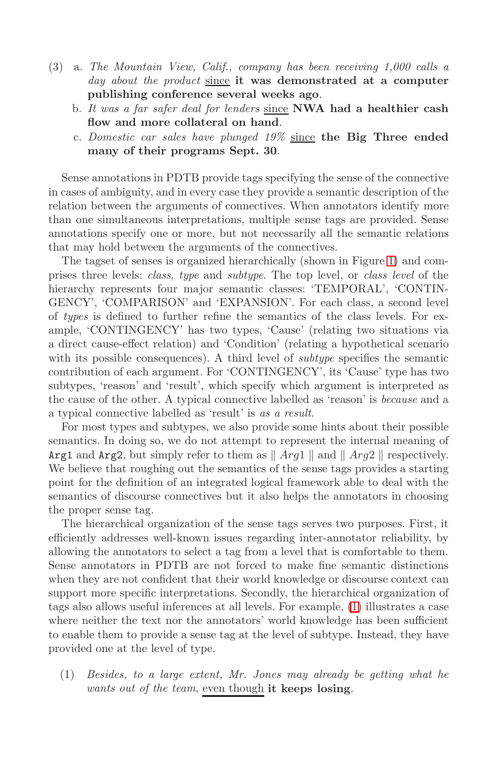(3) a. *The Mountain View, Calif., company has been receiving 1,000 calls a day about the product* since **it was demonstrated at a computer publishing conference several weeks ago**.

b. *It was a far safer deal for lenders* since **NWA had a healthier cash flow and more collateral on hand**.

c. *Domestic car sales have plunged 19%* since **the Big Three ended many of their programs Sept. 30**.

Sense annotations in PDTB provide tags specifying the sense of the connective in cases of ambiguity, and in every case they provide a semantic description of the relation between the arguments of connectives. When annotators identify more than one simultaneous interpretations, multiple sense tags are provided. Sense annotations specify one or more, but not necessarily all the semantic relations that may hold between the arguments of the connectives.

The tagset of senses is organized hierarchically (shown in Figure 1) and comprises three levels: *class*, *type* and *subtype*. The top level, or *class level* of the hierarchy represents four major semantic classes: 'TEMPORAL', 'CONTINGENCY', 'COMPARISON' and 'EXPANSION'. For each class, a second level of *types* is defined to further refine the semantics of the class levels. For example, 'CONTINGENCY' has two types, 'Cause' (relating two situations via a direct cause-effect relation) and 'Condition' (relating a hypothetical scenario with its possible consequences). A third level of *subtype* specifies the semantic contribution of each argument. For 'CONTINGENCY', its 'Cause' type has two subtypes, 'reason' and 'result', which specify which argument is interpreted as the cause of the other. A typical connective labelled as 'reason' is *because* and a a typical connective labelled as 'result' is *as a result*.

For most types and subtypes, we also provide some hints about their possible semantics. In doing so, we do not attempt to represent the internal meaning of `Arg1` and `Arg2`, but simply refer to them as $\| Arg1 \|$ and $\| Arg2 \|$ respectively. We believe that roughing out the semantics of the sense tags provides a starting point for the definition of an integrated logical framework able to deal with the semantics of discourse connectives but it also helps the annotators in choosing the proper sense tag.

The hierarchical organization of the sense tags serves two purposes. First, it efficiently addresses well-known issues regarding inter-annotator reliability, by allowing the annotators to select a tag from a level that is comfortable to them. Sense annotators in PDTB are not forced to make fine semantic distinctions when they are not confident that their world knowledge or discourse context can support more specific interpretations. Secondly, the hierarchical organization of tags also allows useful inferences at all levels. For example, (1) illustrates a case where neither the text nor the annotators' world knowledge has been sufficient to enable them to provide a sense tag at the level of subtype. Instead, they have provided one at the level of type.

(1) *Besides, to a large extent, Mr. Jones may already be getting what he wants out of the team,* even though **it keeps losing**.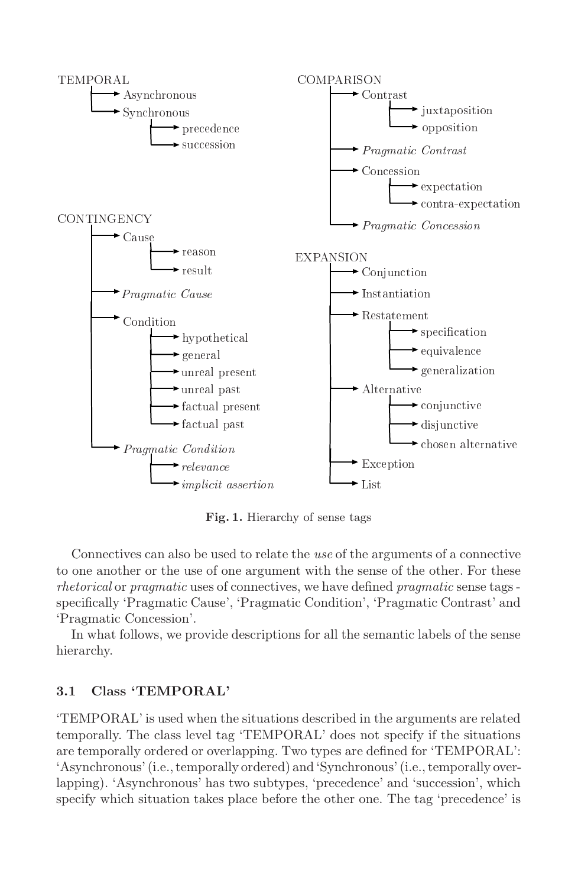TEMPORAL
Asynchronous
Synchronous
precedence
succession

CONTINGENCY
Cause
reason
result
*Pragmatic Cause*
Condition
hypothetical
general
unreal present
unreal past
factual present
factual past
*Pragmatic Condition*
*relevance*
*implicit assertion*

COMPARISON
Contrast
juxtaposition
opposition
*Pragmatic Contrast*
Concession
expectation
contra-expectation
*Pragmatic Concession*

EXPANSION
Conjunction
Instantiation
Restatement
specification
equivalence
generalization
Alternative
conjunctive
disjunctive
chosen alternative
Exception
List

**Fig. 1.** Hierarchy of sense tags

Connectives can also be used to relate the *use* of the arguments of a connective to one another or the use of one argument with the sense of the other. For these *rhetorical* or *pragmatic* uses of connectives, we have defined *pragmatic* sense tags - specifically 'Pragmatic Cause', 'Pragmatic Condition', 'Pragmatic Contrast' and 'Pragmatic Concession'.

In what follows, we provide descriptions for all the semantic labels of the sense hierarchy.

### 3.1 Class 'TEMPORAL'

'TEMPORAL' is used when the situations described in the arguments are related temporally. The class level tag 'TEMPORAL' does not specify if the situations are temporally ordered or overlapping. Two types are defined for 'TEMPORAL': 'Asynchronous' (i.e., temporally ordered) and 'Synchronous' (i.e., temporally overlapping). 'Asynchronous' has two subtypes, 'precedence' and 'succession', which specify which situation takes place before the other one. The tag 'precedence' is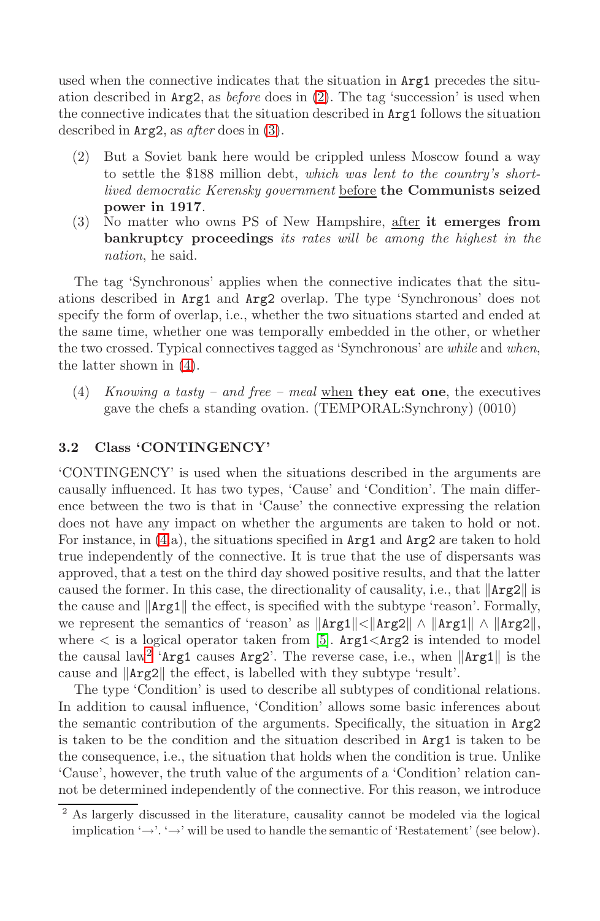used when the connective indicates that the situation in Arg1 precedes the situation described in Arg2, as *before* does in (2). The tag 'succession' is used when the connective indicates that the situation described in Arg1 follows the situation described in Arg2, as *after* does in (3).

(2) But a Soviet bank here would be crippled unless Moscow found a way to settle the $188 million debt, *which was lent to the country's short-lived democratic Kerensky government* before **the Communists seized power in 1917**.

(3) No matter who owns PS of New Hampshire, after **it emerges from bankruptcy proceedings** *its rates will be among the highest in the nation*, he said.

The tag 'Synchronous' applies when the connective indicates that the situations described in Arg1 and Arg2 overlap. The type 'Synchronous' does not specify the form of overlap, i.e., whether the two situations started and ended at the same time, whether one was temporally embedded in the other, or whether the two crossed. Typical connectives tagged as 'Synchronous' are *while* and *when*, the latter shown in (4).

(4) *Knowing a tasty – and free – meal* when **they eat one**, the executives gave the chefs a standing ovation. (TEMPORAL:Synchrony) (0010)

### 3.2 Class 'CONTINGENCY'

'CONTINGENCY' is used when the situations described in the arguments are causally influenced. It has two types, 'Cause' and 'Condition'. The main difference between the two is that in 'Cause' the connective expressing the relation does not have any impact on whether the arguments are taken to hold or not. For instance, in (4a), the situations specified in Arg1 and Arg2 are taken to hold true independently of the connective. It is true that the use of dispersants was approved, that a test on the third day showed positive results, and that the latter caused the former. In this case, the directionality of causality, i.e., that $\|Arg2\|$ is the cause and $\|Arg1\|$ the effect, is specified with the subtype 'reason'. Formally, we represent the semantics of 'reason' as $\|Arg1\| < \|Arg2\| \wedge \|Arg1\| \wedge \|Arg2\|$, where $<$ is a logical operator taken from [5]. Arg1<Arg2 is intended to model the causal law[2] 'Arg1 causes Arg2'. The reverse case, i.e., when $\|Arg1\|$ is the cause and $\|Arg2\|$ the effect, is labelled with they subtype 'result'.

The type 'Condition' is used to describe all subtypes of conditional relations. In addition to causal influence, 'Condition' allows some basic inferences about the semantic contribution of the arguments. Specifically, the situation in Arg2 is taken to be the condition and the situation described in Arg1 is taken to be the consequence, i.e., the situation that holds when the condition is true. Unlike 'Cause', however, the truth value of the arguments of a 'Condition' relation cannot be determined independently of the connective. For this reason, we introduce

[2] As largerly discussed in the literature, causality cannot be modeled via the logical implication '$\rightarrow$'. '$\rightarrow$' will be used to handle the semantic of 'Restatement' (see below).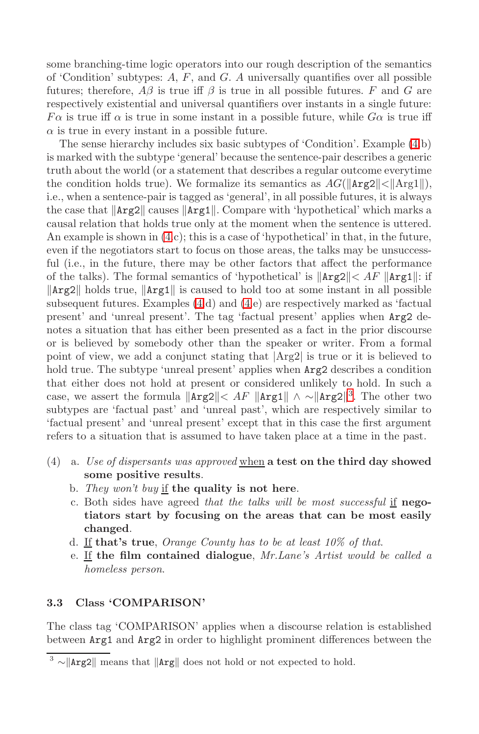some branching-time logic operators into our rough description of the semantics of 'Condition' subtypes: $A$, $F$, and $G$. $A$ universally quantifies over all possible futures; therefore, $A\beta$ is true iff $\beta$ is true in all possible futures. $F$ and $G$ are respectively existential and universal quantifiers over instants in a single future: $F\alpha$ is true iff $\alpha$ is true in some instant in a possible future, while $G\alpha$ is true iff $\alpha$ is true in every instant in a possible future.

The sense hierarchy includes six basic subtypes of 'Condition'. Example (4.b) is marked with the subtype 'general' because the sentence-pair describes a generic truth about the world (or a statement that describes a regular outcome everytime the condition holds true). We formalize its semantics as $AG(\|\texttt{Arg2}\| < \|\text{Arg1}\|)$, i.e., when a sentence-pair is tagged as 'general', in all possible futures, it is always the case that $\|\texttt{Arg2}\|$ causes $\|\texttt{Arg1}\|$. Compare with 'hypothetical' which marks a causal relation that holds true only at the moment when the sentence is uttered. An example is shown in (4.c); this is a case of 'hypothetical' in that, in the future, even if the negotiators start to focus on those areas, the talks may be unsuccessful (i.e., in the future, there may be other factors that affect the performance of the talks). The formal semantics of 'hypothetical' is $\|\texttt{Arg2}\| < AF\ \|\texttt{Arg1}\|$: if $\|\texttt{Arg2}\|$ holds true, $\|\texttt{Arg1}\|$ is caused to hold too at some instant in all possible subsequent futures. Examples (4.d) and (4.e) are respectively marked as 'factual present' and 'unreal present'. The tag 'factual present' applies when Arg2 denotes a situation that has either been presented as a fact in the prior discourse or is believed by somebody other than the speaker or writer. From a formal point of view, we add a conjunct stating that $|\text{Arg2}|$ is true or it is believed to hold true. The subtype 'unreal present' applies when Arg2 describes a condition that either does not hold at present or considered unlikely to hold. In such a case, we assert the formula $\|\texttt{Arg2}\| < AF\ \|\texttt{Arg1}\| \wedge \sim\|\texttt{Arg2}\|$[3]. The other two subtypes are 'factual past' and 'unreal past', which are respectively similar to 'factual present' and 'unreal present' except that in this case the first argument refers to a situation that is assumed to have taken place at a time in the past.

(4) a. *Use of dispersants was approved* <u>when</u> **a test on the third day showed some positive results**.
    b. *They won't buy* <u>if</u> **the quality is not here**.
    c. Both sides have agreed *that the talks will be most successful* <u>if</u> **negotiators start by focusing on the areas that can be most easily changed**.
    d. <u>If</u> **that's true**, *Orange County has to be at least 10% of that.*
    e. <u>If</u> **the film contained dialogue**, *Mr.Lane's Artist would be called a homeless person.*

### 3.3 Class 'COMPARISON'

The class tag 'COMPARISON' applies when a discourse relation is established between Arg1 and Arg2 in order to highlight prominent differences between the

[3] $\sim\|\texttt{Arg2}\|$ means that $\|\texttt{Arg}\|$ does not hold or not expected to hold.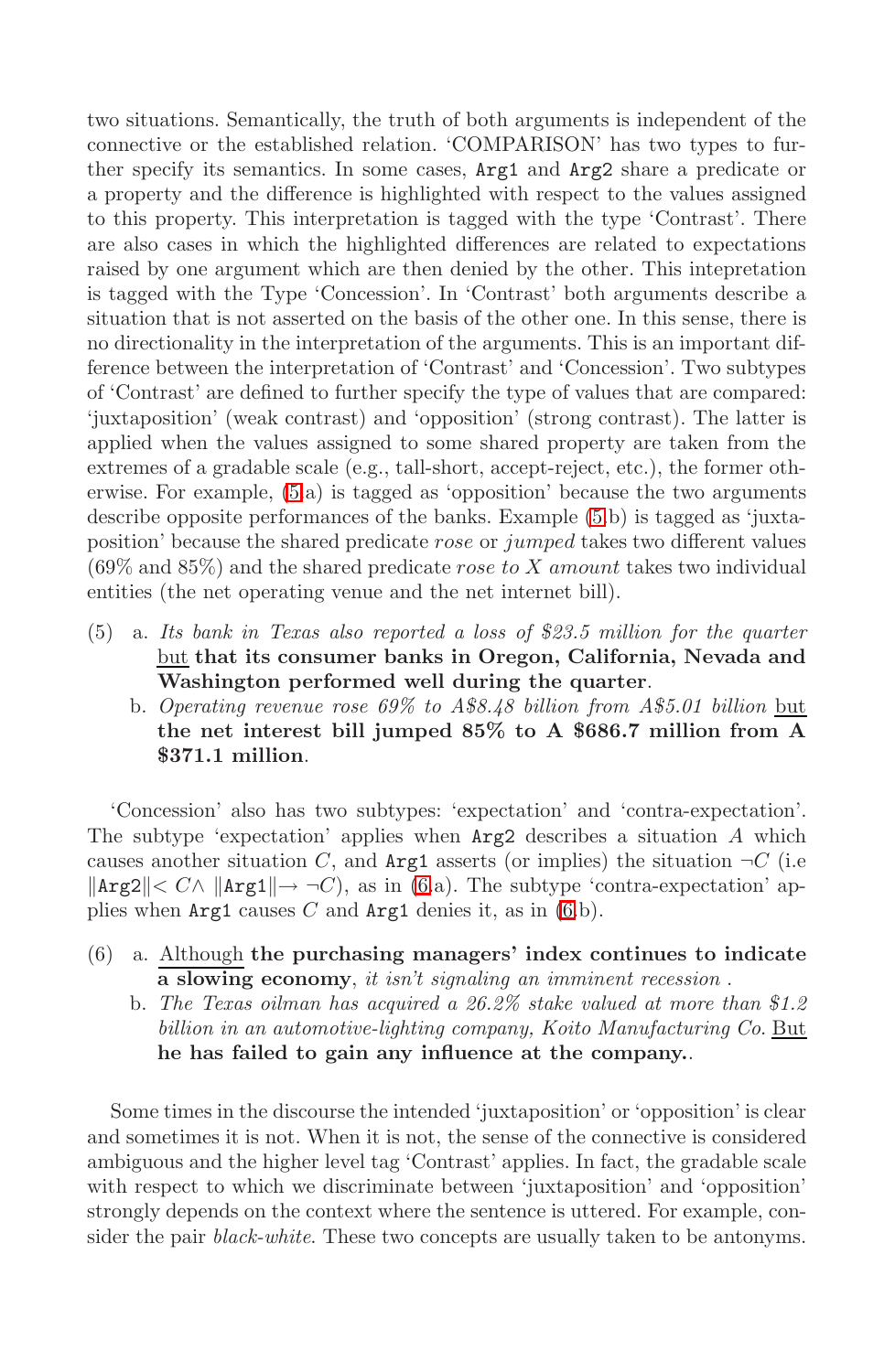two situations. Semantically, the truth of both arguments is independent of the connective or the established relation. 'COMPARISON' has two types to further specify its semantics. In some cases, `Arg1` and `Arg2` share a predicate or a property and the difference is highlighted with respect to the values assigned to this property. This interpretation is tagged with the type 'Contrast'. There are also cases in which the highlighted differences are related to expectations raised by one argument which are then denied by the other. This intepretation is tagged with the Type 'Concession'. In 'Contrast' both arguments describe a situation that is not asserted on the basis of the other one. In this sense, there is no directionality in the interpretation of the arguments. This is an important difference between the interpretation of 'Contrast' and 'Concession'. Two subtypes of 'Contrast' are defined to further specify the type of values that are compared: 'juxtaposition' (weak contrast) and 'opposition' (strong contrast). The latter is applied when the values assigned to some shared property are taken from the extremes of a gradable scale (e.g., tall-short, accept-reject, etc.), the former otherwise. For example, (5.a) is tagged as 'opposition' because the two arguments describe opposite performances of the banks. Example (5.b) is tagged as 'juxtaposition' because the shared predicate *rose* or *jumped* takes two different values (69% and 85%) and the shared predicate *rose to X amount* takes two individual entities (the net operating venue and the net internet bill).

(5) a. *Its bank in Texas also reported a loss of $23.5 million for the quarter* <u>but</u> **that its consumer banks in Oregon, California, Nevada and Washington performed well during the quarter**.

b. *Operating revenue rose 69% to A$8.48 billion from A$5.01 billion* <u>but</u> **the net interest bill jumped 85% to A $686.7 million from A $371.1 million**.

'Concession' also has two subtypes: 'expectation' and 'contra-expectation'. The subtype 'expectation' applies when `Arg2` describes a situation $A$ which causes another situation $C$, and `Arg1` asserts (or implies) the situation $\neg C$ (i.e $\|\texttt{Arg2}\| < C \wedge \|\texttt{Arg1}\| \rightarrow \neg C$), as in (6.a). The subtype 'contra-expectation' applies when `Arg1` causes $C$ and `Arg1` denies it, as in (6.b).

(6) a. <u>Although</u> **the purchasing managers' index continues to indicate a slowing economy**, *it isn't signaling an imminent recession* .

b. *The Texas oilman has acquired a 26.2% stake valued at more than $1.2 billion in an automotive-lighting company, Koito Manufacturing Co.* <u>But</u> **he has failed to gain any influence at the company.**.

Some times in the discourse the intended 'juxtaposition' or 'opposition' is clear and sometimes it is not. When it is not, the sense of the connective is considered ambiguous and the higher level tag 'Contrast' applies. In fact, the gradable scale with respect to which we discriminate between 'juxtaposition' and 'opposition' strongly depends on the context where the sentence is uttered. For example, consider the pair *black-white*. These two concepts are usually taken to be antonyms.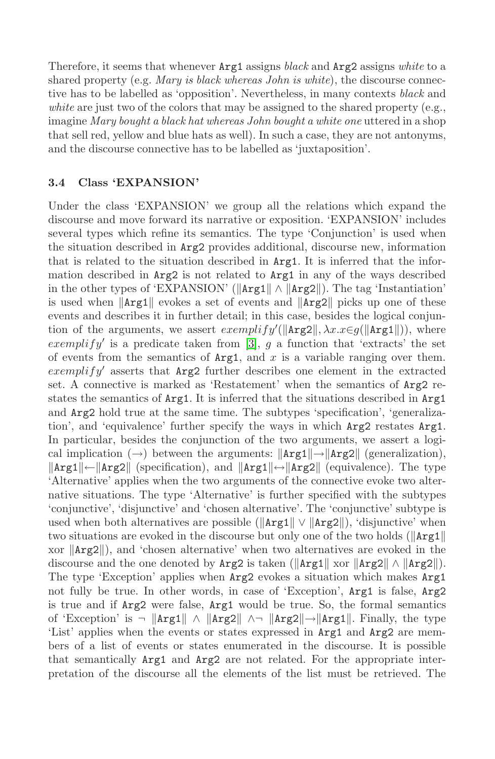Therefore, it seems that whenever `Arg1` assigns *black* and `Arg2` assigns *white* to a shared property (e.g. *Mary is black whereas John is white*), the discourse connective has to be labelled as 'opposition'. Nevertheless, in many contexts *black* and *white* are just two of the colors that may be assigned to the shared property (e.g., imagine *Mary bought a black hat whereas John bought a white one* uttered in a shop that sell red, yellow and blue hats as well). In such a case, they are not antonyms, and the discourse connective has to be labelled as 'juxtaposition'.

### 3.4 Class 'EXPANSION'

Under the class 'EXPANSION' we group all the relations which expand the discourse and move forward its narrative or exposition. 'EXPANSION' includes several types which refine its semantics. The type 'Conjunction' is used when the situation described in `Arg2` provides additional, discourse new, information that is related to the situation described in `Arg1`. It is inferred that the information described in `Arg2` is not related to `Arg1` in any of the ways described in the other types of 'EXPANSION' ($\|\texttt{Arg1}\| \wedge \|\texttt{Arg2}\|$). The tag 'Instantiation' is used when $\|\texttt{Arg1}\|$ evokes a set of events and $\|\texttt{Arg2}\|$ picks up one of these events and describes it in further detail; in this case, besides the logical conjuntion of the arguments, we assert $exemplify'(\|\texttt{Arg2}\|, \lambda x.x{\in}g(\|\texttt{Arg1}\|))$, where $exemplify'$ is a predicate taken from [3], $g$ a function that 'extracts' the set of events from the semantics of `Arg1`, and $x$ is a variable ranging over them. $exemplify'$ asserts that `Arg2` further describes one element in the extracted set. A connective is marked as 'Restatement' when the semantics of `Arg2` restates the semantics of `Arg1`. It is inferred that the situations described in `Arg1` and `Arg2` hold true at the same time. The subtypes 'specification', 'generalization', and 'equivalence' further specify the ways in which `Arg2` restates `Arg1`. In particular, besides the conjunction of the two arguments, we assert a logical implication ($\rightarrow$) between the arguments: $\|\texttt{Arg1}\|{\rightarrow}\|\texttt{Arg2}\|$ (generalization), $\|\texttt{Arg1}\|{\leftarrow}\|\texttt{Arg2}\|$ (specification), and $\|\texttt{Arg1}\|{\leftrightarrow}\|\texttt{Arg2}\|$ (equivalence). The type 'Alternative' applies when the two arguments of the connective evoke two alternative situations. The type 'Alternative' is further specified with the subtypes 'conjunctive', 'disjunctive' and 'chosen alternative'. The 'conjunctive' subtype is used when both alternatives are possible ($\|\texttt{Arg1}\| \vee \|\texttt{Arg2}\|$), 'disjunctive' when two situations are evoked in the discourse but only one of the two holds ($\|\texttt{Arg1}\|$ xor $\|\texttt{Arg2}\|$), and 'chosen alternative' when two alternatives are evoked in the discourse and the one denoted by `Arg2` is taken ($\|\texttt{Arg1}\|$ xor $\|\texttt{Arg2}\| \wedge \|\texttt{Arg2}\|$). The type 'Exception' applies when `Arg2` evokes a situation which makes `Arg1` not fully be true. In other words, in case of 'Exception', `Arg1` is false, `Arg2` is true and if `Arg2` were false, `Arg1` would be true. So, the formal semantics of 'Exception' is $\neg\ \|\texttt{Arg1}\|\ \wedge\ \|\texttt{Arg2}\|\ \wedge\neg\ \|\texttt{Arg2}\|{\rightarrow}\|\texttt{Arg1}\|$. Finally, the type 'List' applies when the events or states expressed in `Arg1` and `Arg2` are members of a list of events or states enumerated in the discourse. It is possible that semantically `Arg1` and `Arg2` are not related. For the appropriate interpretation of the discourse all the elements of the list must be retrieved. The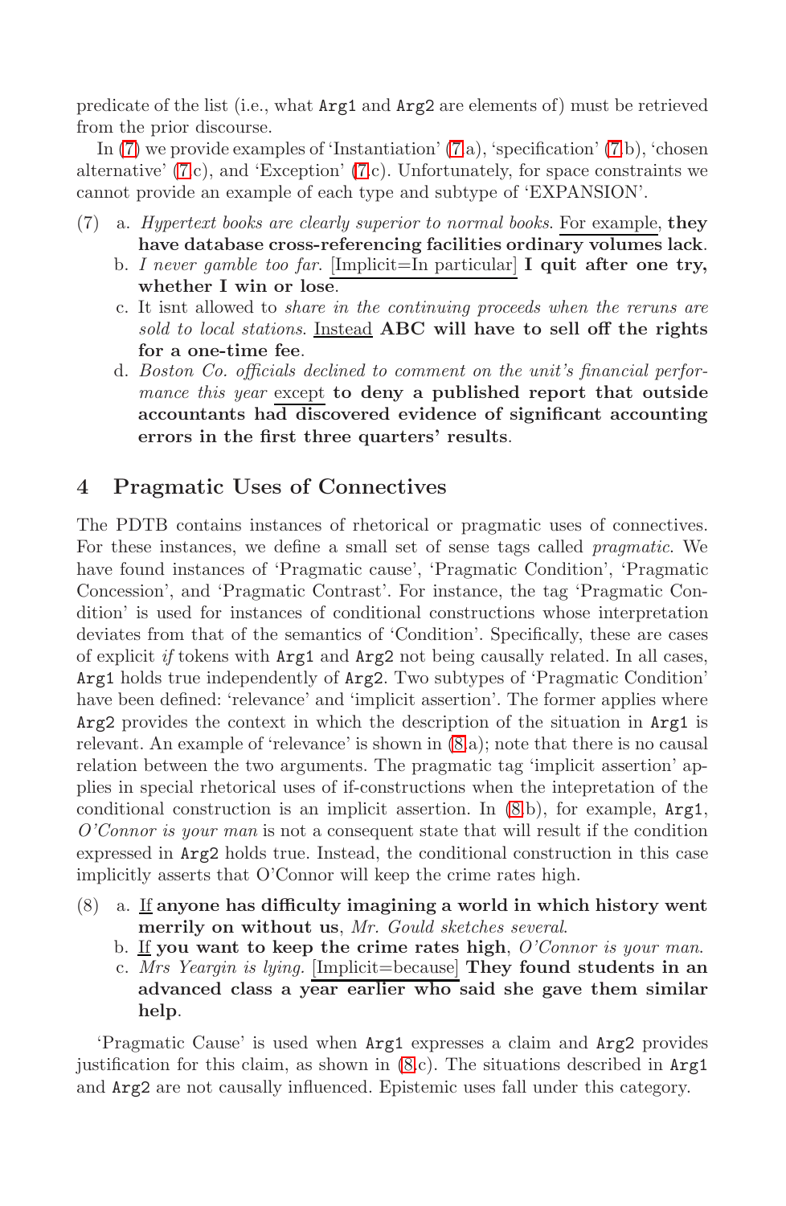predicate of the list (i.e., what Arg1 and Arg2 are elements of) must be retrieved from the prior discourse.

In (7) we provide examples of 'Instantiation' (7a), 'specification' (7b), 'chosen alternative' (7c), and 'Exception' (7c). Unfortunately, for space constraints we cannot provide an example of each type and subtype of 'EXPANSION'.

(7) a. *Hypertext books are clearly superior to normal books.* <u>For example</u>, **they have database cross-referencing facilities ordinary volumes lack**.
   b. *I never gamble too far.* <u>[Implicit=In particular]</u> **I quit after one try, whether I win or lose**.
   c. It isnt allowed to *share in the continuing proceeds when the reruns are sold to local stations.* <u>Instead</u> **ABC will have to sell off the rights for a one-time fee**.
   d. *Boston Co. officials declined to comment on the unit's financial performance this year* <u>except</u> **to deny a published report that outside accountants had discovered evidence of significant accounting errors in the first three quarters' results**.

## 4 Pragmatic Uses of Connectives

The PDTB contains instances of rhetorical or pragmatic uses of connectives. For these instances, we define a small set of sense tags called *pragmatic*. We have found instances of 'Pragmatic cause', 'Pragmatic Condition', 'Pragmatic Concession', and 'Pragmatic Contrast'. For instance, the tag 'Pragmatic Condition' is used for instances of conditional constructions whose interpretation deviates from that of the semantics of 'Condition'. Specifically, these are cases of explicit *if* tokens with Arg1 and Arg2 not being causally related. In all cases, Arg1 holds true independently of Arg2. Two subtypes of 'Pragmatic Condition' have been defined: 'relevance' and 'implicit assertion'. The former applies where Arg2 provides the context in which the description of the situation in Arg1 is relevant. An example of 'relevance' is shown in (8a); note that there is no causal relation between the two arguments. The pragmatic tag 'implicit assertion' applies in special rhetorical uses of if-constructions when the intepretation of the conditional construction is an implicit assertion. In (8b), for example, Arg1, *O'Connor is your man* is not a consequent state that will result if the condition expressed in Arg2 holds true. Instead, the conditional construction in this case implicitly asserts that O'Connor will keep the crime rates high.

(8) a. <u>If</u> **anyone has difficulty imagining a world in which history went merrily on without us**, *Mr. Gould sketches several*.
   b. <u>If</u> **you want to keep the crime rates high**, *O'Connor is your man*.
   c. *Mrs Yeargin is lying.* <u>[Implicit=because]</u> **They found students in an advanced class a year earlier who said she gave them similar help**.

'Pragmatic Cause' is used when Arg1 expresses a claim and Arg2 provides justification for this claim, as shown in (8c). The situations described in Arg1 and Arg2 are not causally influenced. Epistemic uses fall under this category.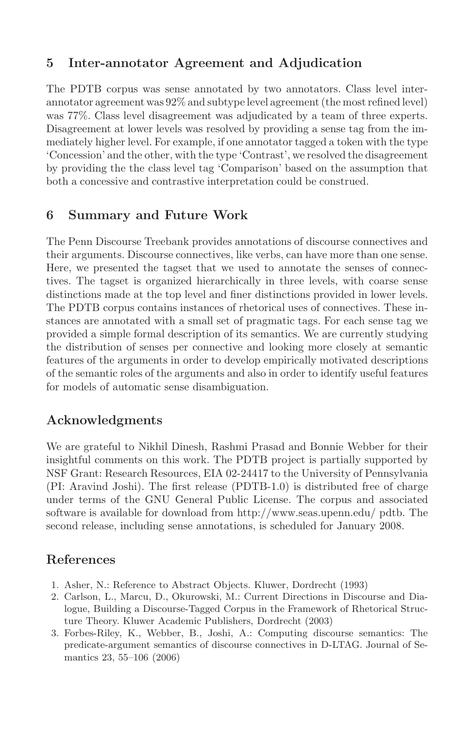## 5 Inter-annotator Agreement and Adjudication

The PDTB corpus was sense annotated by two annotators. Class level inter-annotator agreement was 92% and subtype level agreement (the most refined level) was 77%. Class level disagreement was adjudicated by a team of three experts. Disagreement at lower levels was resolved by providing a sense tag from the immediately higher level. For example, if one annotator tagged a token with the type 'Concession' and the other, with the type 'Contrast', we resolved the disagreement by providing the the class level tag 'Comparison' based on the assumption that both a concessive and contrastive interpretation could be construed.

## 6 Summary and Future Work

The Penn Discourse Treebank provides annotations of discourse connectives and their arguments. Discourse connectives, like verbs, can have more than one sense. Here, we presented the tagset that we used to annotate the senses of connectives. The tagset is organized hierarchically in three levels, with coarse sense distinctions made at the top level and finer distinctions provided in lower levels. The PDTB corpus contains instances of rhetorical uses of connectives. These instances are annotated with a small set of pragmatic tags. For each sense tag we provided a simple formal description of its semantics. We are currently studying the distribution of senses per connective and looking more closely at semantic features of the arguments in order to develop empirically motivated descriptions of the semantic roles of the arguments and also in order to identify useful features for models of automatic sense disambiguation.

## Acknowledgments

We are grateful to Nikhil Dinesh, Rashmi Prasad and Bonnie Webber for their insightful comments on this work. The PDTB project is partially supported by NSF Grant: Research Resources, EIA 02-24417 to the University of Pennsylvania (PI: Aravind Joshi). The first release (PDTB-1.0) is distributed free of charge under terms of the GNU General Public License. The corpus and associated software is available for download from http://www.seas.upenn.edu/ pdtb. The second release, including sense annotations, is scheduled for January 2008.

## References

1. Asher, N.: Reference to Abstract Objects. Kluwer, Dordrecht (1993)
2. Carlson, L., Marcu, D., Okurowski, M.: Current Directions in Discourse and Dialogue, Building a Discourse-Tagged Corpus in the Framework of Rhetorical Structure Theory. Kluwer Academic Publishers, Dordrecht (2003)
3. Forbes-Riley, K., Webber, B., Joshi, A.: Computing discourse semantics: The predicate-argument semantics of discourse connectives in D-LTAG. Journal of Semantics 23, 55–106 (2006)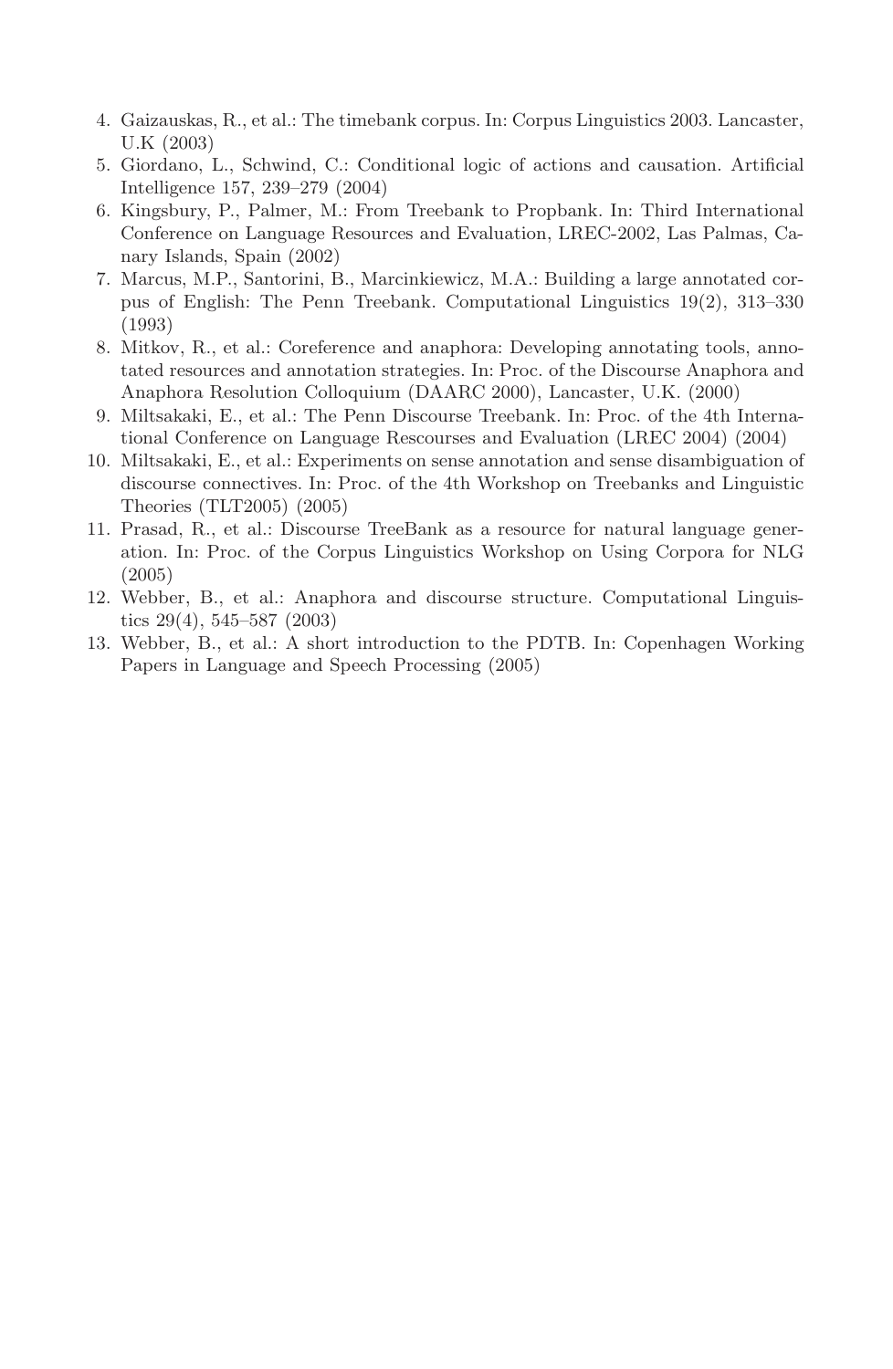4. Gaizauskas, R., et al.: The timebank corpus. In: Corpus Linguistics 2003. Lancaster, U.K (2003)
5. Giordano, L., Schwind, C.: Conditional logic of actions and causation. Artificial Intelligence 157, 239–279 (2004)
6. Kingsbury, P., Palmer, M.: From Treebank to Propbank. In: Third International Conference on Language Resources and Evaluation, LREC-2002, Las Palmas, Canary Islands, Spain (2002)
7. Marcus, M.P., Santorini, B., Marcinkiewicz, M.A.: Building a large annotated corpus of English: The Penn Treebank. Computational Linguistics 19(2), 313–330 (1993)
8. Mitkov, R., et al.: Coreference and anaphora: Developing annotating tools, annotated resources and annotation strategies. In: Proc. of the Discourse Anaphora and Anaphora Resolution Colloquium (DAARC 2000), Lancaster, U.K. (2000)
9. Miltsakaki, E., et al.: The Penn Discourse Treebank. In: Proc. of the 4th International Conference on Language Rescourses and Evaluation (LREC 2004) (2004)
10. Miltsakaki, E., et al.: Experiments on sense annotation and sense disambiguation of discourse connectives. In: Proc. of the 4th Workshop on Treebanks and Linguistic Theories (TLT2005) (2005)
11. Prasad, R., et al.: Discourse TreeBank as a resource for natural language generation. In: Proc. of the Corpus Linguistics Workshop on Using Corpora for NLG (2005)
12. Webber, B., et al.: Anaphora and discourse structure. Computational Linguistics 29(4), 545–587 (2003)
13. Webber, B., et al.: A short introduction to the PDTB. In: Copenhagen Working Papers in Language and Speech Processing (2005)